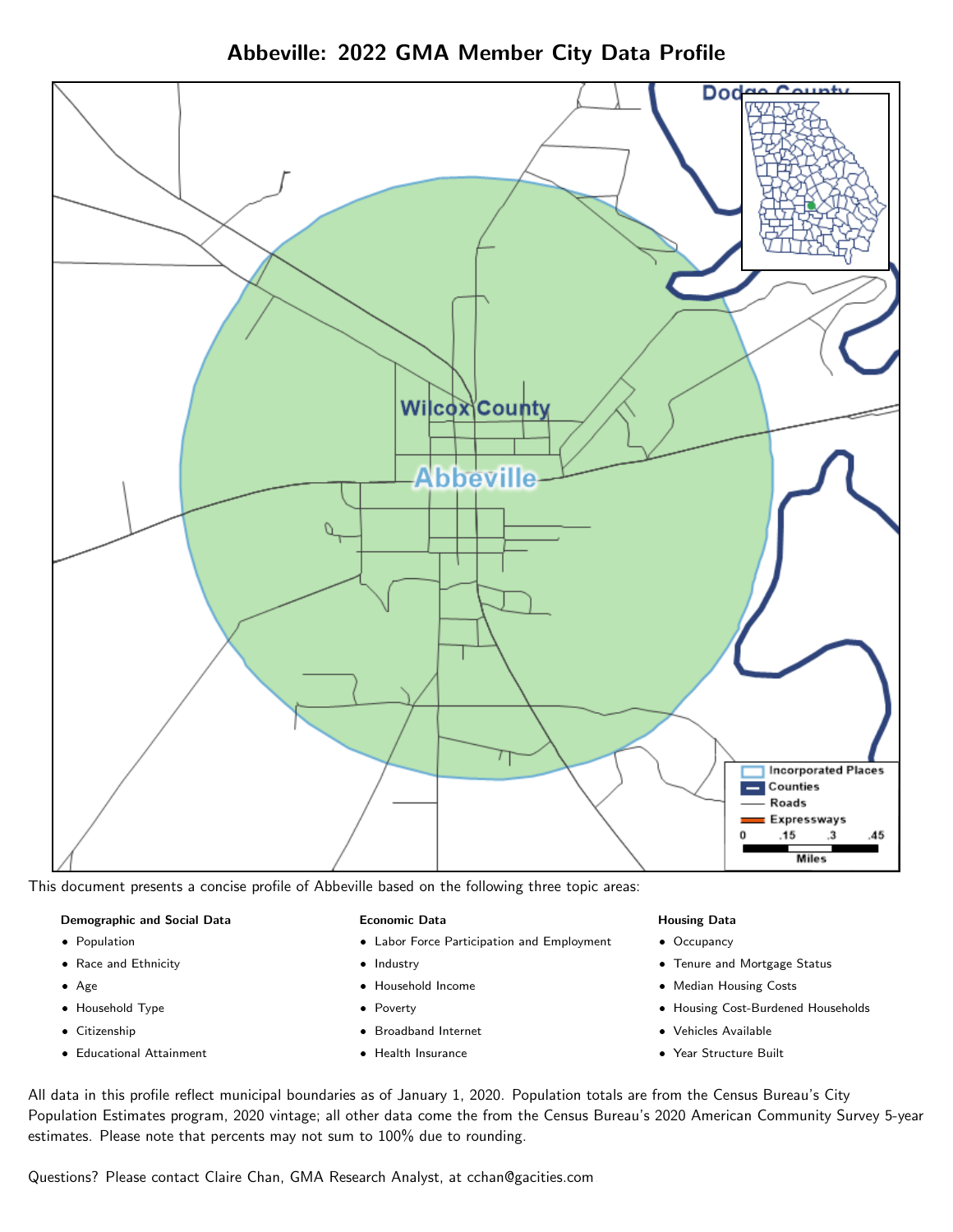# Abbeville: 2022 GMA Member City Data Profile

This document presents a concise profile of Abbeville based on the following three topic areas:

**Demographic and Social Data**

- Population
- Race and Ethnicity
- Age
- Household Type
- Citizenship
- Educational Attainment

**Economic Data**

- Labor Force Participation and Employment
- Industry
- Household Income
- Poverty
- Broadband Internet
- Health Insurance

**Housing Data**

- Occupancy
- Tenure and Mortgage Status
- Median Housing Costs
- Housing Cost-Burdened Households
- Vehicles Available
- Year Structure Built

All data in this profile reflect municipal boundaries as of January 1, 2020. Population totals are from the Census Bureau's City Population Estimates program, 2020 vintage; all other data come the from the Census Bureau's 2020 American Community Survey 5-year estimates. Please note that percents may not sum to 100% due to rounding.

Questions? Please contact Claire Chan, GMA Research Analyst, at cchan@gacities.com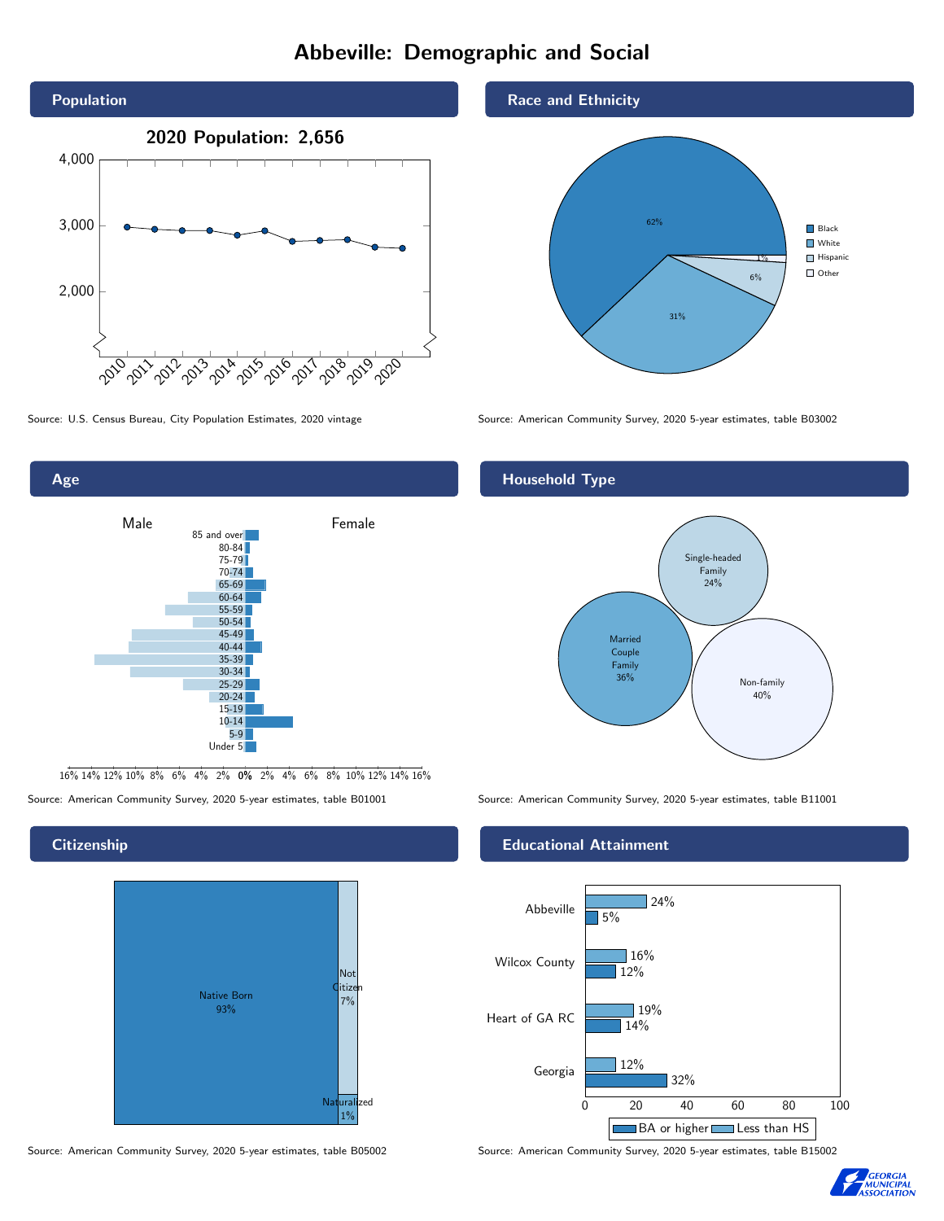# Abbeville: Demographic and Social

## Population

**2020 Population: 2,656**

Source: U.S. Census Bureau, City Population Estimates, 2020 vintage

## Race and Ethnicity

- Black: 62%
- White: 31%
- Hispanic: 6%
- Other: 1%

Source: American Community Survey, 2020 5-year estimates, table B03002

## Age

Source: American Community Survey, 2020 5-year estimates, table B01001

## Household Type

- Married Couple Family: 36%
- Single-headed Family: 24%
- Non-family: 40%

Source: American Community Survey, 2020 5-year estimates, table B11001

## Citizenship

- Native Born: 93%
- Not Citizen: 7%
- Naturalized: 1%

Source: American Community Survey, 2020 5-year estimates, table B05002

## Educational Attainment

| | Less than HS | BA or higher |
|---|---|---|
| Abbeville | 24% | 5% |
| Wilcox County | 16% | 12% |
| Heart of GA RC | 19% | 14% |
| Georgia | 12% | 32% |

Source: American Community Survey, 2020 5-year estimates, table B15002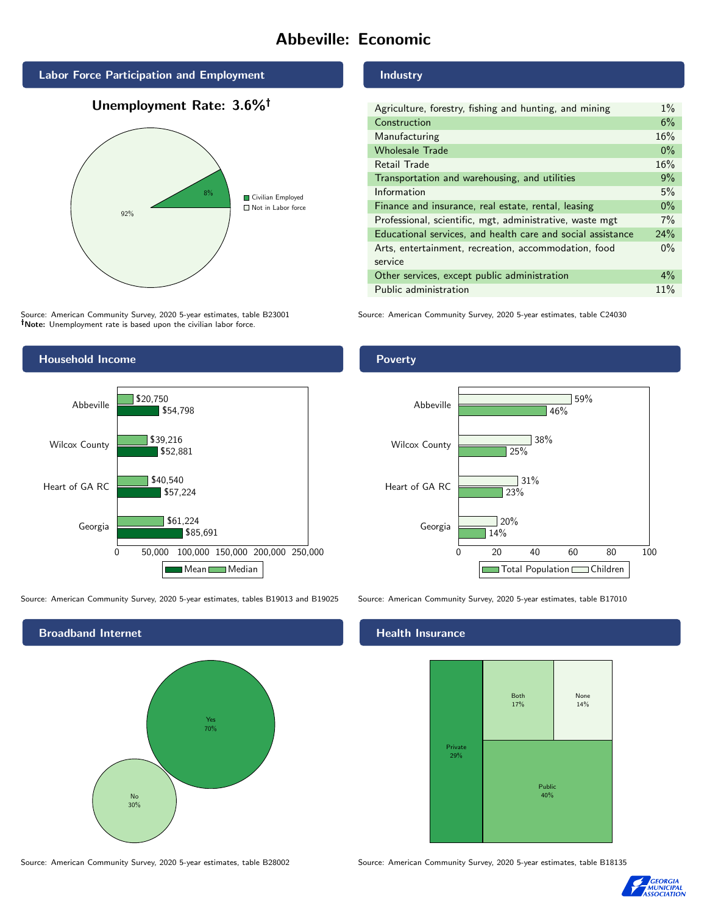# Abbeville: Economic

## Labor Force Participation and Employment

**Unemployment Rate: 3.6%†**

| Category | Percent |
|---|---|
| Civilian Employed | 8% |
| Not in Labor force | 92% |

Source: American Community Survey, 2020 5-year estimates, table B23001
**†Note:** Unemployment rate is based upon the civilian labor force.

## Industry

| Industry | Percent |
|---|---|
| Agriculture, forestry, fishing and hunting, and mining | 1% |
| Construction | 6% |
| Manufacturing | 16% |
| Wholesale Trade | 0% |
| Retail Trade | 16% |
| Transportation and warehousing, and utilities | 9% |
| Information | 5% |
| Finance and insurance, real estate, rental, leasing | 0% |
| Professional, scientific, mgt, administrative, waste mgt | 7% |
| Educational services, and health care and social assistance | 24% |
| Arts, entertainment, recreation, accommodation, food service | 0% |
| Other services, except public administration | 4% |
| Public administration | 11% |

Source: American Community Survey, 2020 5-year estimates, table C24030

## Household Income

| | Median | Mean |
|---|---|---|
| Abbeville | $20,750 | $54,798 |
| Wilcox County | $39,216 | $52,881 |
| Heart of GA RC | $40,540 | $57,224 |
| Georgia | $61,224 | $85,691 |

Source: American Community Survey, 2020 5-year estimates, tables B19013 and B19025

## Poverty

| | Children | Total Population |
|---|---|---|
| Abbeville | 59% | 46% |
| Wilcox County | 38% | 25% |
| Heart of GA RC | 31% | 23% |
| Georgia | 20% | 14% |

Source: American Community Survey, 2020 5-year estimates, table B17010

## Broadband Internet

| | Percent |
|---|---|
| Yes | 70% |
| No | 30% |

Source: American Community Survey, 2020 5-year estimates, table B28002

## Health Insurance

| | Percent |
|---|---|
| Private | 29% |
| Both | 17% |
| None | 14% |
| Public | 40% |

Source: American Community Survey, 2020 5-year estimates, table B18135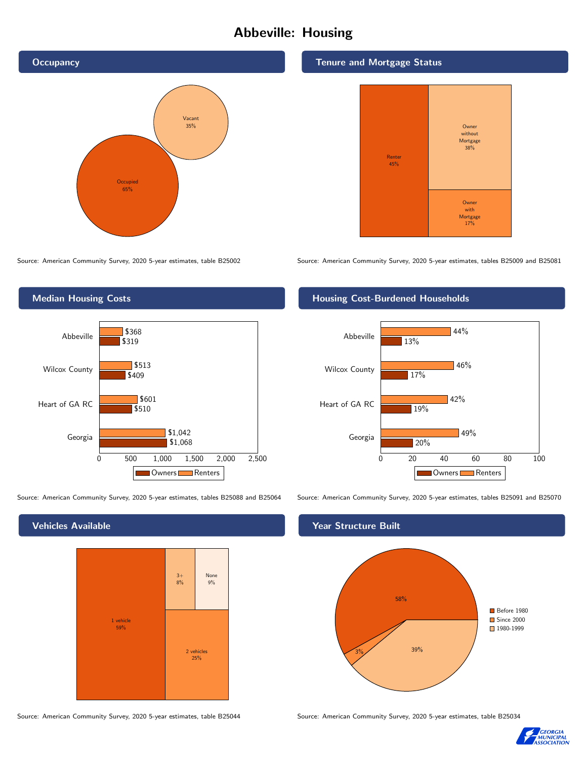# Abbeville: Housing

## Occupancy

Vacant
35%

Occupied
65%

Source: American Community Survey, 2020 5-year estimates, table B25002

## Tenure and Mortgage Status

Renter
45%

Owner
without
Mortgage
38%

Owner
with
Mortgage
17%

Source: American Community Survey, 2020 5-year estimates, tables B25009 and B25081

## Median Housing Costs

Abbeville
$368
$319

Wilcox County
$513
$409

Heart of GA RC
$601
$510

Georgia
$1,042
$1,068

0 500 1,000 1,500 2,000 2,500

Owners Renters

Source: American Community Survey, 2020 5-year estimates, tables B25088 and B25064

## Housing Cost-Burdened Households

Abbeville
44%
13%

Wilcox County
46%
17%

Heart of GA RC
42%
19%

Georgia
49%
20%

0 20 40 60 80 100

Owners Renters

Source: American Community Survey, 2020 5-year estimates, tables B25091 and B25070

## Vehicles Available

1 vehicle
59%

3+
8%

None
9%

2 vehicles
25%

Source: American Community Survey, 2020 5-year estimates, table B25044

## Year Structure Built

58%
3%
39%

Before 1980
Since 2000
1980-1999

Source: American Community Survey, 2020 5-year estimates, table B25034